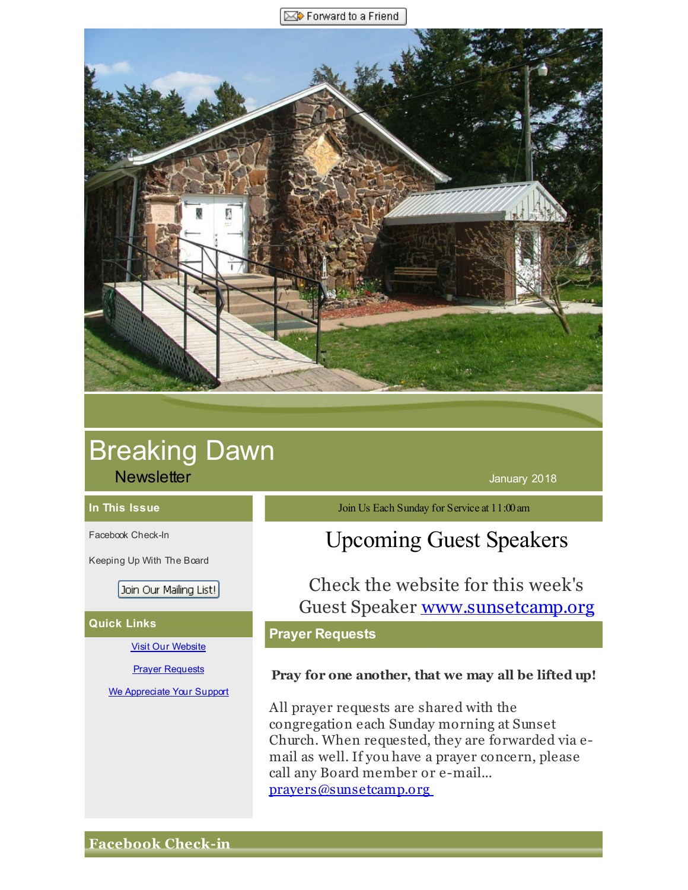Forward to a Friend

# Breaking Dawn

Newsletter

January 2018

### In This Issue

Facebook Check-In

Keeping Up With The Board

Join Our Mailing List!

### Quick Links

[Visit Our Website](#)

[Prayer Requests](#)

[We Appreciate Your Support](#)

Join Us Each Sunday for Service at 11:00 am

## Upcoming Guest Speakers

Check the website for this week's Guest Speaker [www.sunsetcamp.org](http://www.sunsetcamp.org)

### Prayer Requests

**Pray for one another, that we may all be lifted up!**

All prayer requests are shared with the congregation each Sunday morning at Sunset Church. When requested, they are forwarded via e-mail as well. If you have a prayer concern, please call any Board member or e-mail... [prayers@sunsetcamp.org](mailto:prayers@sunsetcamp.org)

### Facebook Check-in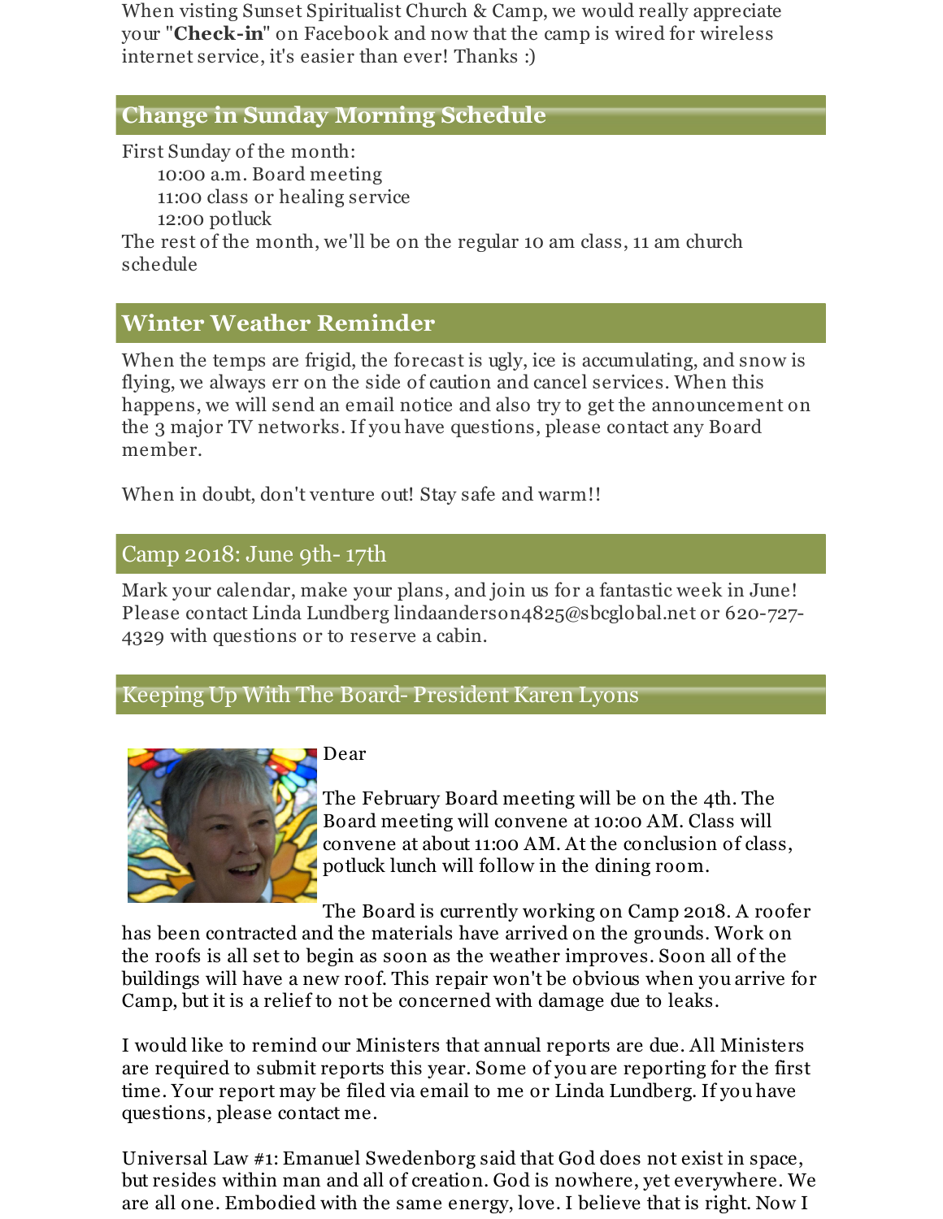When visting Sunset Spiritualist Church & Camp, we would really appreciate your "**Check-in**" on Facebook and now that the camp is wired for wireless internet service, it's easier than ever! Thanks :)

## Change in Sunday Morning Schedule

First Sunday of the month:
    10:00 a.m. Board meeting
    11:00 class or healing service
    12:00 potluck
The rest of the month, we'll be on the regular 10 am class, 11 am church schedule

## Winter Weather Reminder

When the temps are frigid, the forecast is ugly, ice is accumulating, and snow is flying, we always err on the side of caution and cancel services. When this happens, we will send an email notice and also try to get the announcement on the 3 major TV networks. If you have questions, please contact any Board member.

When in doubt, don't venture out! Stay safe and warm!!

## Camp 2018: June 9th- 17th

Mark your calendar, make your plans, and join us for a fantastic week in June! Please contact Linda Lundberg lindaanderson4825@sbcglobal.net or 620-727-4329 with questions or to reserve a cabin.

## Keeping Up With The Board- President Karen Lyons

Dear

The February Board meeting will be on the 4th. The Board meeting will convene at 10:00 AM. Class will convene at about 11:00 AM. At the conclusion of class, potluck lunch will follow in the dining room.

The Board is currently working on Camp 2018. A roofer has been contracted and the materials have arrived on the grounds. Work on the roofs is all set to begin as soon as the weather improves. Soon all of the buildings will have a new roof. This repair won't be obvious when you arrive for Camp, but it is a relief to not be concerned with damage due to leaks.

I would like to remind our Ministers that annual reports are due. All Ministers are required to submit reports this year. Some of you are reporting for the first time. Your report may be filed via email to me or Linda Lundberg. If you have questions, please contact me.

Universal Law #1: Emanuel Swedenborg said that God does not exist in space, but resides within man and all of creation. God is nowhere, yet everywhere. We are all one. Embodied with the same energy, love. I believe that is right. Now I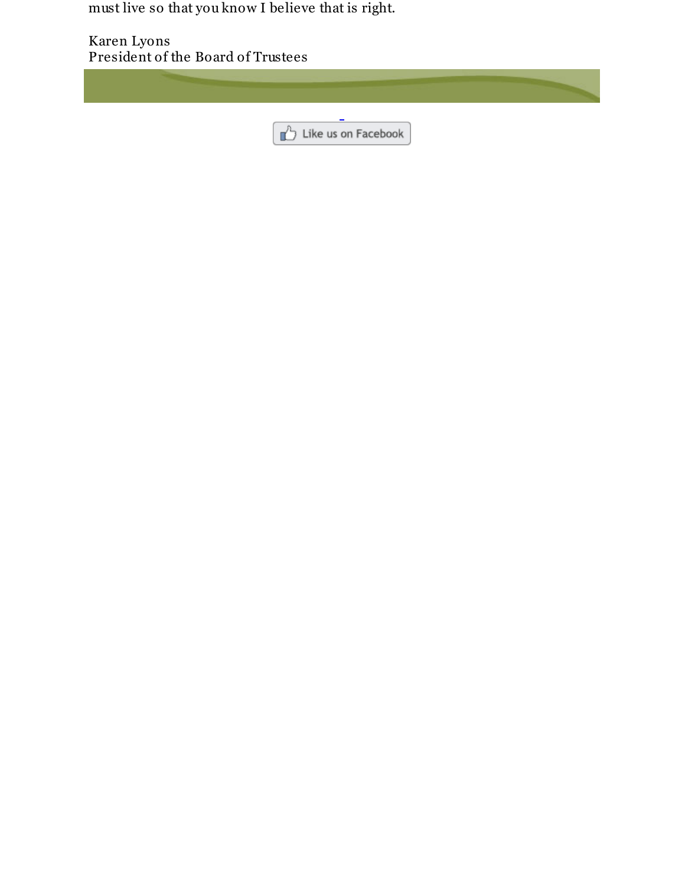must live so that you know I believe that is right.

Karen Lyons
President of the Board of Trustees

Like us on Facebook